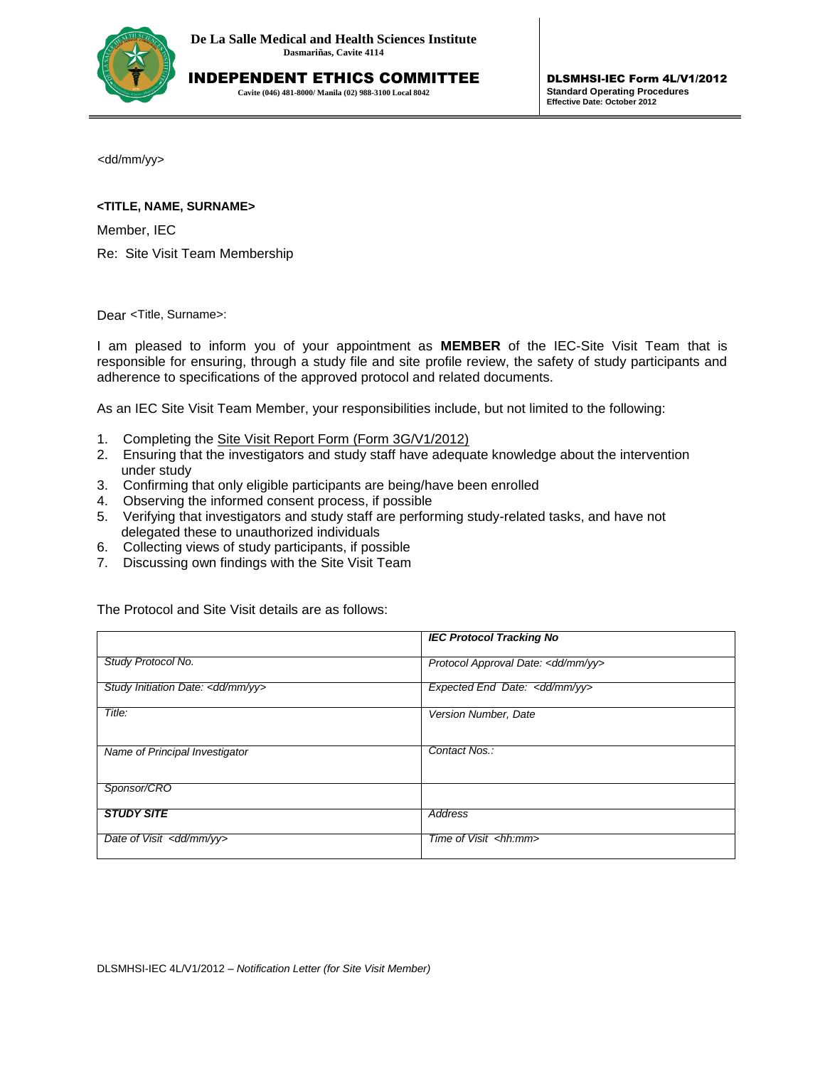**De La Salle Medical and Health Sciences Institute**
**Dasmariñas, Cavite 4114**

**INDEPENDENT ETHICS COMMITTEE**
**Cavite (046) 481-8000/ Manila (02) 988-3100 Local 8042**

**DLSMHSI-IEC Form 4L/V1/2012**
**Standard Operating Procedures**
**Effective Date: October 2012**

<dd/mm/yy>

**<TITLE, NAME, SURNAME>**

Member, IEC

Re: Site Visit Team Membership

Dear <Title, Surname>:

I am pleased to inform you of your appointment as **MEMBER** of the IEC-Site Visit Team that is responsible for ensuring, through a study file and site profile review, the safety of study participants and adherence to specifications of the approved protocol and related documents.

As an IEC Site Visit Team Member, your responsibilities include, but not limited to the following:

1. Completing the Site Visit Report Form (Form 3G/V1/2012)
2. Ensuring that the investigators and study staff have adequate knowledge about the intervention under study
3. Confirming that only eligible participants are being/have been enrolled
4. Observing the informed consent process, if possible
5. Verifying that investigators and study staff are performing study-related tasks, and have not delegated these to unauthorized individuals
6. Collecting views of study participants, if possible
7. Discussing own findings with the Site Visit Team

The Protocol and Site Visit details are as follows:

| | ***IEC Protocol Tracking No*** |
|---|---|
| *Study Protocol No.* | *Protocol Approval Date: <dd/mm/yy>* |
| *Study Initiation Date: <dd/mm/yy>* | *Expected End Date: <dd/mm/yy>* |
| *Title:* | *Version Number, Date* |
| *Name of Principal Investigator* | *Contact Nos.:* |
| *Sponsor/CRO* | |
| ***STUDY SITE*** | *Address* |
| *Date of Visit <dd/mm/yy>* | *Time of Visit <hh:mm>* |

DLSMHSI-IEC 4L/V1/2012 – *Notification Letter (for Site Visit Member)*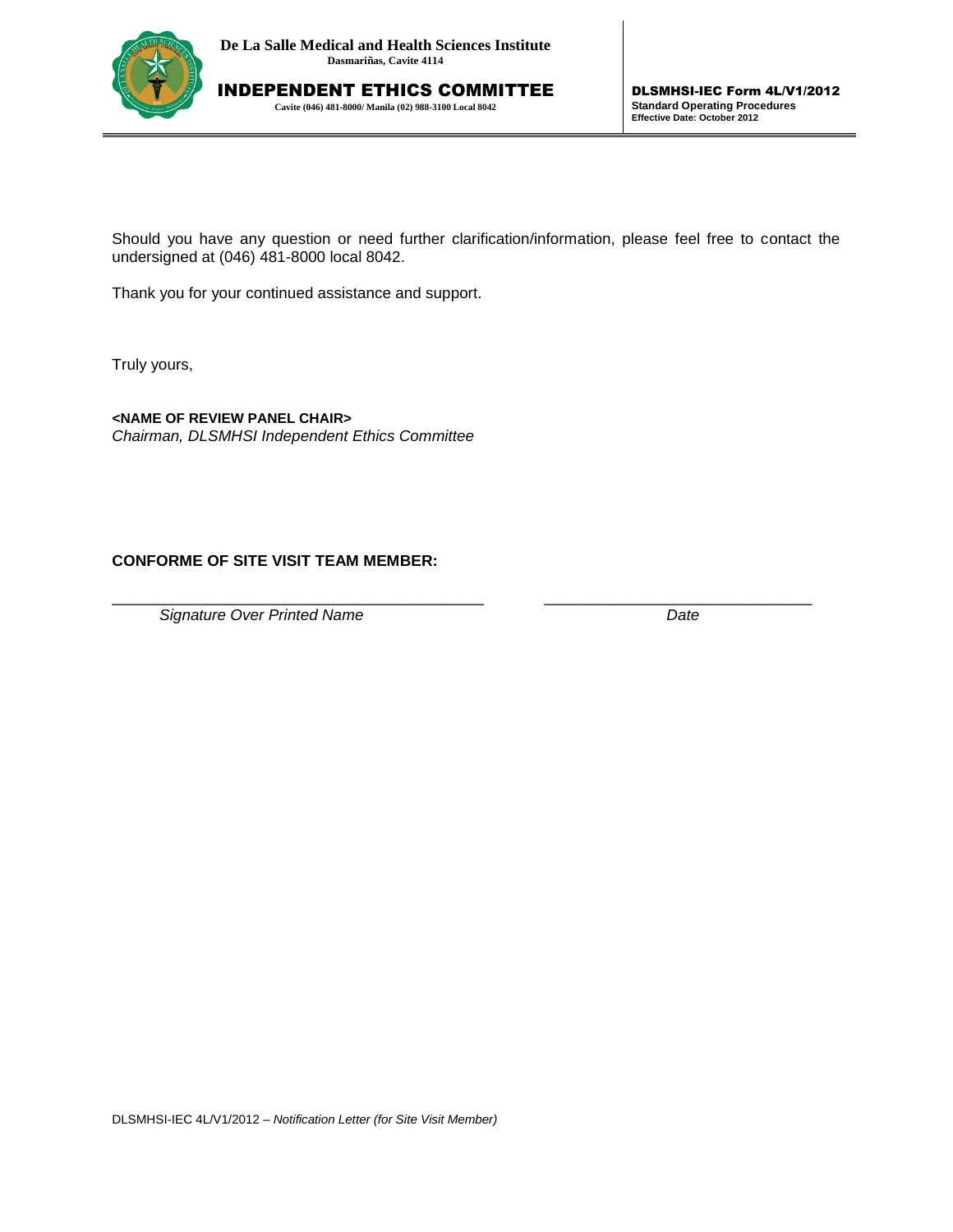Should you have any question or need further clarification/information, please feel free to contact the undersigned at (046) 481-8000 local 8042.

Thank you for your continued assistance and support.

Truly yours,

**<NAME OF REVIEW PANEL CHAIR>**
*Chairman, DLSMHSI Independent Ethics Committee*

**CONFORME OF SITE VISIT TEAM MEMBER:**

_____________________________________________ _______________________________
*Signature Over Printed Name* *Date*